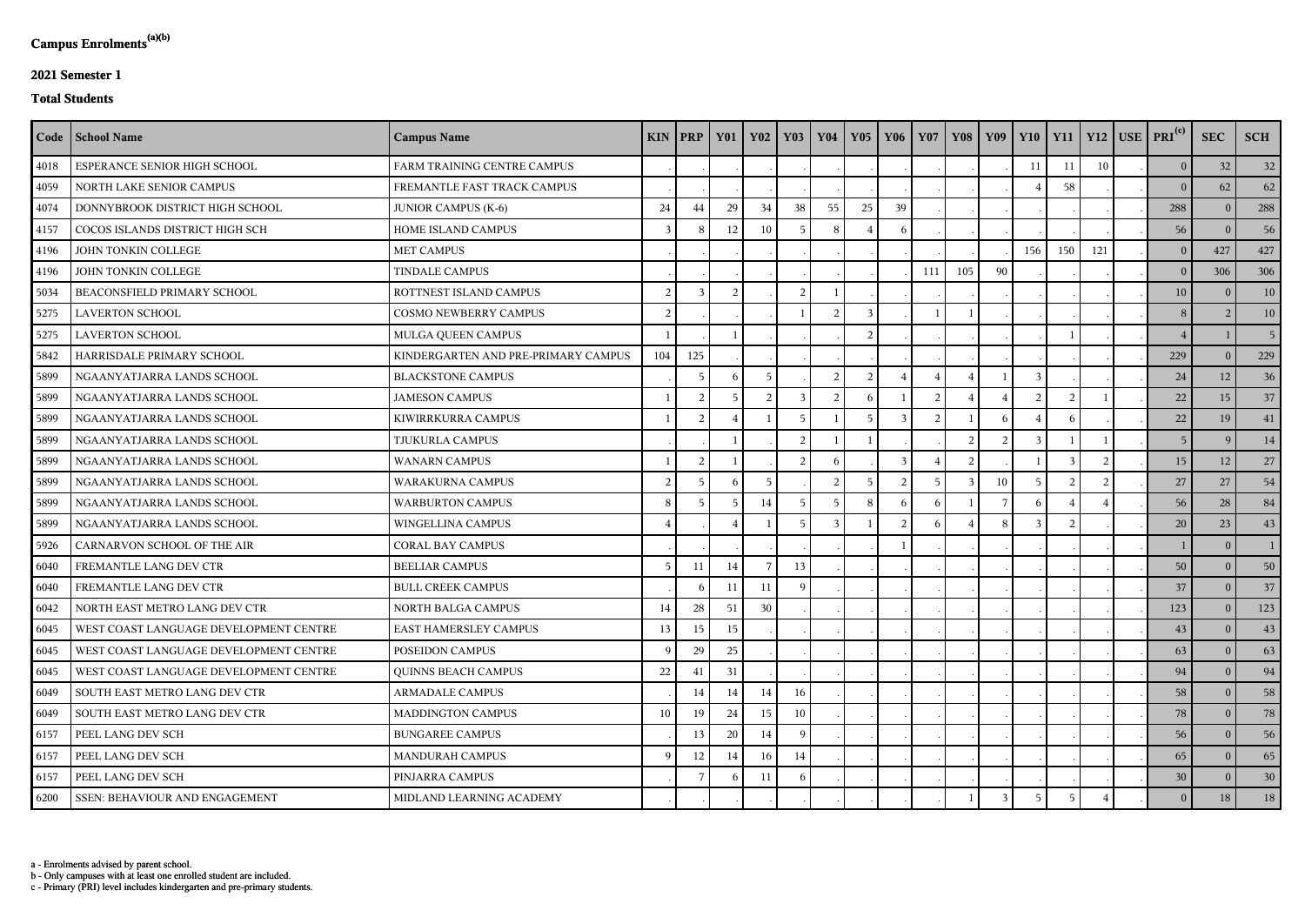# Campus Enrolments[a][b]

## 2021 Semester 1

### Total Students

| Code | School Name | Campus Name | KIN | PRP | Y01 | Y02 | Y03 | Y04 | Y05 | Y06 | Y07 | Y08 | Y09 | Y10 | Y11 | Y12 | USE | PRI[c] | SEC | SCH |
|---|---|---|---|---|---|---|---|---|---|---|---|---|---|---|---|---|---|---|---|---|
| 4018 | ESPERANCE SENIOR HIGH SCHOOL | FARM TRAINING CENTRE CAMPUS | . | . | . | . | . | . | . | . | . | . | . | 11 | 11 | 10 | . | 0 | 32 | 32 |
| 4059 | NORTH LAKE SENIOR CAMPUS | FREMANTLE FAST TRACK CAMPUS | . | . | . | . | . | . | . | . | . | . | . | 4 | 58 | . | . | 0 | 62 | 62 |
| 4074 | DONNYBROOK DISTRICT HIGH SCHOOL | JUNIOR CAMPUS (K-6) | 24 | 44 | 29 | 34 | 38 | 55 | 25 | 39 | . | . | . | . | . | . | . | 288 | 0 | 288 |
| 4157 | COCOS ISLANDS DISTRICT HIGH SCH | HOME ISLAND CAMPUS | 3 | 8 | 12 | 10 | 5 | 8 | 4 | 6 | . | . | . | . | . | . | . | 56 | 0 | 56 |
| 4196 | JOHN TONKIN COLLEGE | MET CAMPUS | . | . | . | . | . | . | . | . | . | . | . | 156 | 150 | 121 | . | 0 | 427 | 427 |
| 4196 | JOHN TONKIN COLLEGE | TINDALE CAMPUS | . | . | . | . | . | . | . | . | 111 | 105 | 90 | . | . | . | . | 0 | 306 | 306 |
| 5034 | BEACONSFIELD PRIMARY SCHOOL | ROTTNEST ISLAND CAMPUS | 2 | 3 | 2 | . | 2 | 1 | . | . | . | . | . | . | . | . | . | 10 | 0 | 10 |
| 5275 | LAVERTON SCHOOL | COSMO NEWBERRY CAMPUS | 2 | . | . | . | 1 | 2 | 3 | . | 1 | 1 | . | . | . | . | . | 8 | 2 | 10 |
| 5275 | LAVERTON SCHOOL | MULGA QUEEN CAMPUS | 1 | . | 1 | . | . | . | 2 | . | . | . | . | . | 1 | . | . | 4 | 1 | 5 |
| 5842 | HARRISDALE PRIMARY SCHOOL | KINDERGARTEN AND PRE-PRIMARY CAMPUS | 104 | 125 | . | . | . | . | . | . | . | . | . | . | . | . | . | 229 | 0 | 229 |
| 5899 | NGAANYATJARRA LANDS SCHOOL | BLACKSTONE CAMPUS | . | 5 | 6 | 5 | . | 2 | 2 | 4 | 4 | 4 | 1 | 3 | . | . | . | 24 | 12 | 36 |
| 5899 | NGAANYATJARRA LANDS SCHOOL | JAMESON CAMPUS | 1 | 2 | 5 | 2 | 3 | 2 | 6 | 1 | 2 | 4 | 4 | 2 | 2 | 1 | . | 22 | 15 | 37 |
| 5899 | NGAANYATJARRA LANDS SCHOOL | KIWIRRKURRA CAMPUS | 1 | 2 | 4 | 1 | 5 | 1 | 5 | 3 | 2 | 1 | 6 | 4 | 6 | . | . | 22 | 19 | 41 |
| 5899 | NGAANYATJARRA LANDS SCHOOL | TJUKURLA CAMPUS | . | . | 1 | . | 2 | 1 | 1 | . | . | 2 | 2 | 3 | 1 | 1 | . | 5 | 9 | 14 |
| 5899 | NGAANYATJARRA LANDS SCHOOL | WANARN CAMPUS | 1 | 2 | 1 | . | 2 | 6 | . | 3 | 4 | 2 | . | 1 | 3 | 2 | . | 15 | 12 | 27 |
| 5899 | NGAANYATJARRA LANDS SCHOOL | WARAKURNA CAMPUS | 2 | 5 | 6 | 5 | . | 2 | 5 | 2 | 5 | 3 | 10 | 5 | 2 | 2 | . | 27 | 27 | 54 |
| 5899 | NGAANYATJARRA LANDS SCHOOL | WARBURTON CAMPUS | 8 | 5 | 5 | 14 | 5 | 5 | 8 | 6 | 6 | 1 | 7 | 6 | 4 | 4 | . | 56 | 28 | 84 |
| 5899 | NGAANYATJARRA LANDS SCHOOL | WINGELLINA CAMPUS | 4 | . | 4 | 1 | 5 | 3 | 1 | 2 | 6 | 4 | 8 | 3 | 2 | . | . | 20 | 23 | 43 |
| 5926 | CARNARVON SCHOOL OF THE AIR | CORAL BAY CAMPUS | . | . | . | . | . | . | . | 1 | . | . | . | . | . | . | . | 1 | 0 | 1 |
| 6040 | FREMANTLE LANG DEV CTR | BEELIAR CAMPUS | 5 | 11 | 14 | 7 | 13 | . | . | . | . | . | . | . | . | . | . | 50 | 0 | 50 |
| 6040 | FREMANTLE LANG DEV CTR | BULL CREEK CAMPUS | . | 6 | 11 | 11 | 9 | . | . | . | . | . | . | . | . | . | . | 37 | 0 | 37 |
| 6042 | NORTH EAST METRO LANG DEV CTR | NORTH BALGA CAMPUS | 14 | 28 | 51 | 30 | . | . | . | . | . | . | . | . | . | . | . | 123 | 0 | 123 |
| 6045 | WEST COAST LANGUAGE DEVELOPMENT CENTRE | EAST HAMERSLEY CAMPUS | 13 | 15 | 15 | . | . | . | . | . | . | . | . | . | . | . | . | 43 | 0 | 43 |
| 6045 | WEST COAST LANGUAGE DEVELOPMENT CENTRE | POSEIDON CAMPUS | 9 | 29 | 25 | . | . | . | . | . | . | . | . | . | . | . | . | 63 | 0 | 63 |
| 6045 | WEST COAST LANGUAGE DEVELOPMENT CENTRE | QUINNS BEACH CAMPUS | 22 | 41 | 31 | . | . | . | . | . | . | . | . | . | . | . | . | 94 | 0 | 94 |
| 6049 | SOUTH EAST METRO LANG DEV CTR | ARMADALE CAMPUS | . | 14 | 14 | 14 | 16 | . | . | . | . | . | . | . | . | . | . | 58 | 0 | 58 |
| 6049 | SOUTH EAST METRO LANG DEV CTR | MADDINGTON CAMPUS | 10 | 19 | 24 | 15 | 10 | . | . | . | . | . | . | . | . | . | . | 78 | 0 | 78 |
| 6157 | PEEL LANG DEV SCH | BUNGAREE CAMPUS | . | 13 | 20 | 14 | 9 | . | . | . | . | . | . | . | . | . | . | 56 | 0 | 56 |
| 6157 | PEEL LANG DEV SCH | MANDURAH CAMPUS | 9 | 12 | 14 | 16 | 14 | . | . | . | . | . | . | . | . | . | . | 65 | 0 | 65 |
| 6157 | PEEL LANG DEV SCH | PINJARRA CAMPUS | . | 7 | 6 | 11 | 6 | . | . | . | . | . | . | . | . | . | . | 30 | 0 | 30 |
| 6200 | SSEN: BEHAVIOUR AND ENGAGEMENT | MIDLAND LEARNING ACADEMY | . | . | . | . | . | . | . | . | . | 1 | 3 | 5 | 5 | 4 | . | 0 | 18 | 18 |

a - Enrolments advised by parent school.
b - Only campuses with at least one enrolled student are included.
c - Primary (PRI) level includes kindergarten and pre-primary students.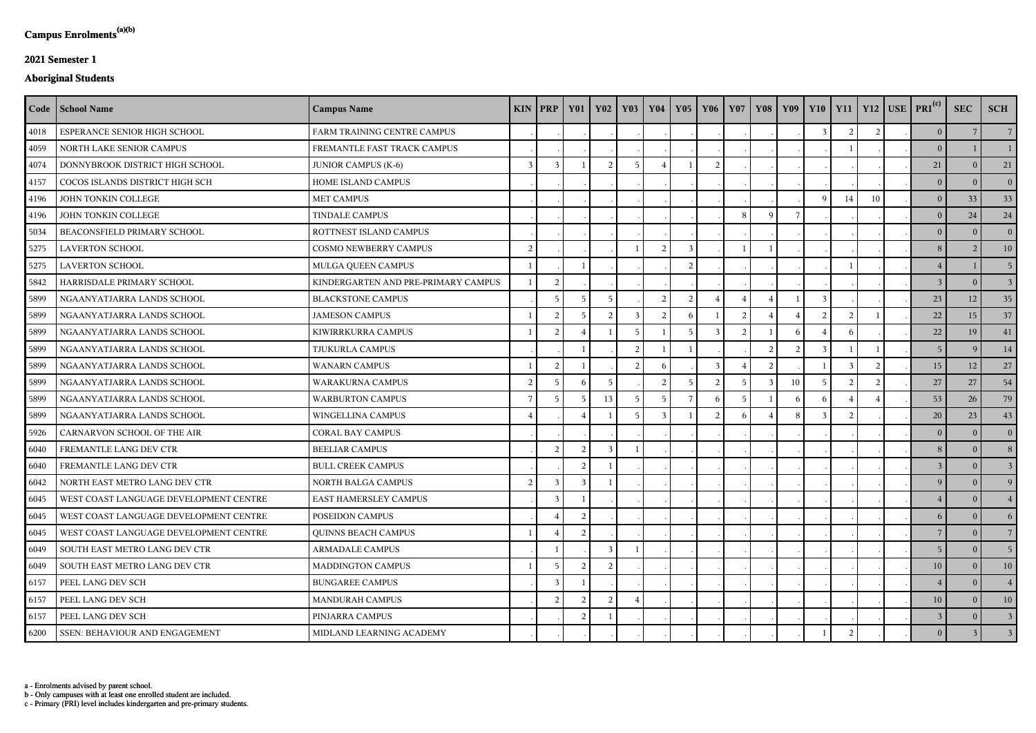**Campus Enrolments[(a)(b)]**

**2021 Semester 1**

**Aboriginal Students**

| Code | School Name | Campus Name | KIN | PRP | Y01 | Y02 | Y03 | Y04 | Y05 | Y06 | Y07 | Y08 | Y09 | Y10 | Y11 | Y12 | USE | PRI[(c)] | SEC | SCH |
|---|---|---|---|---|---|---|---|---|---|---|---|---|---|---|---|---|---|---|---|---|
| 4018 | ESPERANCE SENIOR HIGH SCHOOL | FARM TRAINING CENTRE CAMPUS | . | . | . | . | . | . | . | . | . | . | . | 3 | 2 | 2 | . | 0 | 7 | 7 |
| 4059 | NORTH LAKE SENIOR CAMPUS | FREMANTLE FAST TRACK CAMPUS | . | . | . | . | . | . | . | . | . | . | . | . | 1 | . | . | 0 | 1 | 1 |
| 4074 | DONNYBROOK DISTRICT HIGH SCHOOL | JUNIOR CAMPUS (K-6) | 3 | 3 | 1 | 2 | 5 | 4 | 1 | 2 | . | . | . | . | . | . | . | 21 | 0 | 21 |
| 4157 | COCOS ISLANDS DISTRICT HIGH SCH | HOME ISLAND CAMPUS | . | . | . | . | . | . | . | . | . | . | . | . | . | . | . | 0 | 0 | 0 |
| 4196 | JOHN TONKIN COLLEGE | MET CAMPUS | . | . | . | . | . | . | . | . | . | . | . | 9 | 14 | 10 | . | 0 | 33 | 33 |
| 4196 | JOHN TONKIN COLLEGE | TINDALE CAMPUS | . | . | . | . | . | . | . | . | 8 | 9 | 7 | . | . | . | . | 0 | 24 | 24 |
| 5034 | BEACONSFIELD PRIMARY SCHOOL | ROTTNEST ISLAND CAMPUS | . | . | . | . | . | . | . | . | . | . | . | . | . | . | . | 0 | 0 | 0 |
| 5275 | LAVERTON SCHOOL | COSMO NEWBERRY CAMPUS | 2 | . | . | . | 1 | 2 | 3 | . | 1 | 1 | . | . | . | . | . | 8 | 2 | 10 |
| 5275 | LAVERTON SCHOOL | MULGA QUEEN CAMPUS | 1 | . | 1 | . | . | . | 2 | . | . | . | . | . | 1 | . | . | 4 | 1 | 5 |
| 5842 | HARRISDALE PRIMARY SCHOOL | KINDERGARTEN AND PRE-PRIMARY CAMPUS | 1 | 2 | . | . | . | . | . | . | . | . | . | . | . | . | . | 3 | 0 | 3 |
| 5899 | NGAANYATJARRA LANDS SCHOOL | BLACKSTONE CAMPUS | . | 5 | 5 | 5 | . | 2 | 2 | 4 | 4 | 4 | 1 | 3 | . | . | . | 23 | 12 | 35 |
| 5899 | NGAANYATJARRA LANDS SCHOOL | JAMESON CAMPUS | 1 | 2 | 5 | 2 | 3 | 2 | 6 | 1 | 2 | 4 | 4 | 2 | 2 | 1 | . | 22 | 15 | 37 |
| 5899 | NGAANYATJARRA LANDS SCHOOL | KIWIRRKURRA CAMPUS | 1 | 2 | 4 | 1 | 5 | 1 | 5 | 3 | 2 | 1 | 6 | 4 | 6 | . | . | 22 | 19 | 41 |
| 5899 | NGAANYATJARRA LANDS SCHOOL | TJUKURLA CAMPUS | . | . | 1 | . | 2 | 1 | 1 | . | . | 2 | 2 | 3 | 1 | 1 | . | 5 | 9 | 14 |
| 5899 | NGAANYATJARRA LANDS SCHOOL | WANARN CAMPUS | 1 | 2 | 1 | . | 2 | 6 | . | 3 | 4 | 2 | . | 1 | 3 | 2 | . | 15 | 12 | 27 |
| 5899 | NGAANYATJARRA LANDS SCHOOL | WARAKURNA CAMPUS | 2 | 5 | 6 | 5 | . | 2 | 5 | 2 | 5 | 3 | 10 | 5 | 2 | 2 | . | 27 | 27 | 54 |
| 5899 | NGAANYATJARRA LANDS SCHOOL | WARBURTON CAMPUS | 7 | 5 | 5 | 13 | 5 | 5 | 7 | 6 | 5 | 1 | 6 | 6 | 4 | 4 | . | 53 | 26 | 79 |
| 5899 | NGAANYATJARRA LANDS SCHOOL | WINGELLINA CAMPUS | 4 | . | 4 | 1 | 5 | 3 | 1 | 2 | 6 | 4 | 8 | 3 | 2 | . | . | 20 | 23 | 43 |
| 5926 | CARNARVON SCHOOL OF THE AIR | CORAL BAY CAMPUS | . | . | . | . | . | . | . | . | . | . | . | . | . | . | . | 0 | 0 | 0 |
| 6040 | FREMANTLE LANG DEV CTR | BEELIAR CAMPUS | . | 2 | 2 | 3 | 1 | . | . | . | . | . | . | . | . | . | . | 8 | 0 | 8 |
| 6040 | FREMANTLE LANG DEV CTR | BULL CREEK CAMPUS | . | . | 2 | 1 | . | . | . | . | . | . | . | . | . | . | . | 3 | 0 | 3 |
| 6042 | NORTH EAST METRO LANG DEV CTR | NORTH BALGA CAMPUS | 2 | 3 | 3 | 1 | . | . | . | . | . | . | . | . | . | . | . | 9 | 0 | 9 |
| 6045 | WEST COAST LANGUAGE DEVELOPMENT CENTRE | EAST HAMERSLEY CAMPUS | . | 3 | 1 | . | . | . | . | . | . | . | . | . | . | . | . | 4 | 0 | 4 |
| 6045 | WEST COAST LANGUAGE DEVELOPMENT CENTRE | POSEIDON CAMPUS | . | 4 | 2 | . | . | . | . | . | . | . | . | . | . | . | . | 6 | 0 | 6 |
| 6045 | WEST COAST LANGUAGE DEVELOPMENT CENTRE | QUINNS BEACH CAMPUS | 1 | 4 | 2 | . | . | . | . | . | . | . | . | . | . | . | . | 7 | 0 | 7 |
| 6049 | SOUTH EAST METRO LANG DEV CTR | ARMADALE CAMPUS | . | 1 | . | 3 | 1 | . | . | . | . | . | . | . | . | . | . | 5 | 0 | 5 |
| 6049 | SOUTH EAST METRO LANG DEV CTR | MADDINGTON CAMPUS | 1 | 5 | 2 | 2 | . | . | . | . | . | . | . | . | . | . | . | 10 | 0 | 10 |
| 6157 | PEEL LANG DEV SCH | BUNGAREE CAMPUS | . | 3 | 1 | . | . | . | . | . | . | . | . | . | . | . | . | 4 | 0 | 4 |
| 6157 | PEEL LANG DEV SCH | MANDURAH CAMPUS | . | 2 | 2 | 2 | 4 | . | . | . | . | . | . | . | . | . | . | 10 | 0 | 10 |
| 6157 | PEEL LANG DEV SCH | PINJARRA CAMPUS | . | . | 2 | 1 | . | . | . | . | . | . | . | . | . | . | . | 3 | 0 | 3 |
| 6200 | SSEN: BEHAVIOUR AND ENGAGEMENT | MIDLAND LEARNING ACADEMY | . | . | . | . | . | . | . | . | . | . | . | 1 | 2 | . | . | 0 | 3 | 3 |

a - Enrolments advised by parent school.
b - Only campuses with at least one enrolled student are included.
c - Primary (PRI) level includes kindergarten and pre-primary students.